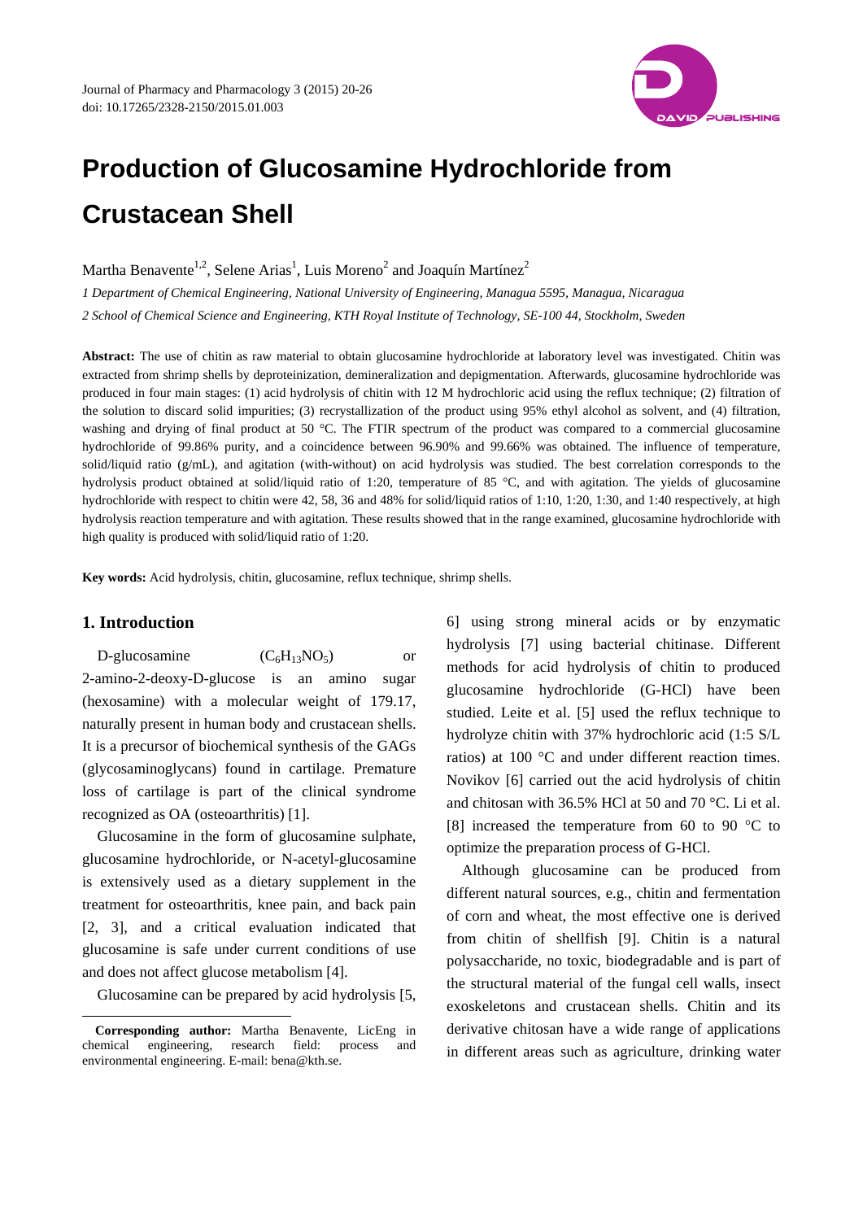# Production of Glucosamine Hydrochloride from Crustacean Shell

Martha Benavente[1,2], Selene Arias[1], Luis Moreno[2] and Joaquín Martínez[2]

*1 Department of Chemical Engineering, National University of Engineering, Managua 5595, Managua, Nicaragua*

*2 School of Chemical Science and Engineering, KTH Royal Institute of Technology, SE-100 44, Stockholm, Sweden*

**Abstract:** The use of chitin as raw material to obtain glucosamine hydrochloride at laboratory level was investigated. Chitin was extracted from shrimp shells by deproteinization, demineralization and depigmentation. Afterwards, glucosamine hydrochloride was produced in four main stages: (1) acid hydrolysis of chitin with 12 M hydrochloric acid using the reflux technique; (2) filtration of the solution to discard solid impurities; (3) recrystallization of the product using 95% ethyl alcohol as solvent, and (4) filtration, washing and drying of final product at 50 °C. The FTIR spectrum of the product was compared to a commercial glucosamine hydrochloride of 99.86% purity, and a coincidence between 96.90% and 99.66% was obtained. The influence of temperature, solid/liquid ratio (g/mL), and agitation (with-without) on acid hydrolysis was studied. The best correlation corresponds to the hydrolysis product obtained at solid/liquid ratio of 1:20, temperature of 85 °C, and with agitation. The yields of glucosamine hydrochloride with respect to chitin were 42, 58, 36 and 48% for solid/liquid ratios of 1:10, 1:20, 1:30, and 1:40 respectively, at high hydrolysis reaction temperature and with agitation. These results showed that in the range examined, glucosamine hydrochloride with high quality is produced with solid/liquid ratio of 1:20.

**Key words:** Acid hydrolysis, chitin, glucosamine, reflux technique, shrimp shells.

## 1. Introduction

D-glucosamine ($C_6H_{13}NO_5$) or 2-amino-2-deoxy-D-glucose is an amino sugar (hexosamine) with a molecular weight of 179.17, naturally present in human body and crustacean shells. It is a precursor of biochemical synthesis of the GAGs (glycosaminoglycans) found in cartilage. Premature loss of cartilage is part of the clinical syndrome recognized as OA (osteoarthritis) [1].

Glucosamine in the form of glucosamine sulphate, glucosamine hydrochloride, or N-acetyl-glucosamine is extensively used as a dietary supplement in the treatment for osteoarthritis, knee pain, and back pain [2, 3], and a critical evaluation indicated that glucosamine is safe under current conditions of use and does not affect glucose metabolism [4].

Glucosamine can be prepared by acid hydrolysis [5, 6] using strong mineral acids or by enzymatic hydrolysis [7] using bacterial chitinase. Different methods for acid hydrolysis of chitin to produced glucosamine hydrochloride (G-HCl) have been studied. Leite et al. [5] used the reflux technique to hydrolyze chitin with 37% hydrochloric acid (1:5 S/L ratios) at 100 °C and under different reaction times. Novikov [6] carried out the acid hydrolysis of chitin and chitosan with 36.5% HCl at 50 and 70 °C. Li et al. [8] increased the temperature from 60 to 90 °C to optimize the preparation process of G-HCl.

Although glucosamine can be produced from different natural sources, e.g., chitin and fermentation of corn and wheat, the most effective one is derived from chitin of shellfish [9]. Chitin is a natural polysaccharide, no toxic, biodegradable and is part of the structural material of the fungal cell walls, insect exoskeletons and crustacean shells. Chitin and its derivative chitosan have a wide range of applications in different areas such as agriculture, drinking water

**Corresponding author:** Martha Benavente, LicEng in chemical engineering, research field: process and environmental engineering. E-mail: bena@kth.se.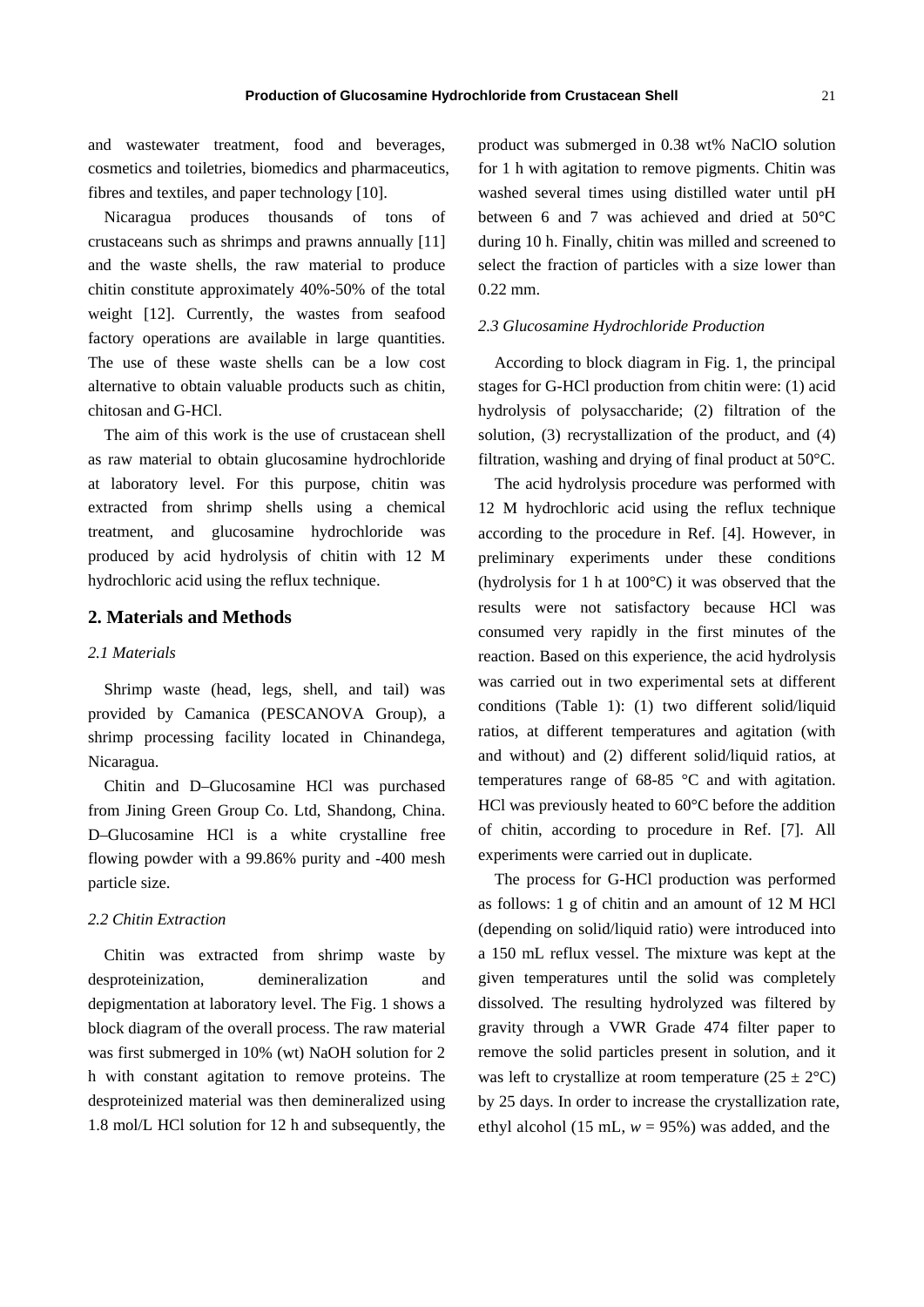and wastewater treatment, food and beverages, cosmetics and toiletries, biomedics and pharmaceutics, fibres and textiles, and paper technology [10].

Nicaragua produces thousands of tons of crustaceans such as shrimps and prawns annually [11] and the waste shells, the raw material to produce chitin constitute approximately 40%-50% of the total weight [12]. Currently, the wastes from seafood factory operations are available in large quantities. The use of these waste shells can be a low cost alternative to obtain valuable products such as chitin, chitosan and G-HCl.

The aim of this work is the use of crustacean shell as raw material to obtain glucosamine hydrochloride at laboratory level. For this purpose, chitin was extracted from shrimp shells using a chemical treatment, and glucosamine hydrochloride was produced by acid hydrolysis of chitin with 12 M hydrochloric acid using the reflux technique.

## 2. Materials and Methods

### *2.1 Materials*

Shrimp waste (head, legs, shell, and tail) was provided by Camanica (PESCANOVA Group), a shrimp processing facility located in Chinandega, Nicaragua.

Chitin and D–Glucosamine HCl was purchased from Jining Green Group Co. Ltd, Shandong, China. D–Glucosamine HCl is a white crystalline free flowing powder with a 99.86% purity and -400 mesh particle size.

### *2.2 Chitin Extraction*

Chitin was extracted from shrimp waste by desproteinization, demineralization and depigmentation at laboratory level. The Fig. 1 shows a block diagram of the overall process. The raw material was first submerged in 10% (wt) NaOH solution for 2 h with constant agitation to remove proteins. The desproteinized material was then demineralized using 1.8 mol/L HCl solution for 12 h and subsequently, the product was submerged in 0.38 wt% NaClO solution for 1 h with agitation to remove pigments. Chitin was washed several times using distilled water until pH between 6 and 7 was achieved and dried at 50°C during 10 h. Finally, chitin was milled and screened to select the fraction of particles with a size lower than 0.22 mm.

### *2.3 Glucosamine Hydrochloride Production*

According to block diagram in Fig. 1, the principal stages for G-HCl production from chitin were: (1) acid hydrolysis of polysaccharide; (2) filtration of the solution, (3) recrystallization of the product, and (4) filtration, washing and drying of final product at 50°C.

The acid hydrolysis procedure was performed with 12 M hydrochloric acid using the reflux technique according to the procedure in Ref. [4]. However, in preliminary experiments under these conditions (hydrolysis for 1 h at 100°C) it was observed that the results were not satisfactory because HCl was consumed very rapidly in the first minutes of the reaction. Based on this experience, the acid hydrolysis was carried out in two experimental sets at different conditions (Table 1): (1) two different solid/liquid ratios, at different temperatures and agitation (with and without) and (2) different solid/liquid ratios, at temperatures range of 68-85 °C and with agitation. HCl was previously heated to 60°C before the addition of chitin, according to procedure in Ref. [7]. All experiments were carried out in duplicate.

The process for G-HCl production was performed as follows: 1 g of chitin and an amount of 12 M HCl (depending on solid/liquid ratio) were introduced into a 150 mL reflux vessel. The mixture was kept at the given temperatures until the solid was completely dissolved. The resulting hydrolyzed was filtered by gravity through a VWR Grade 474 filter paper to remove the solid particles present in solution, and it was left to crystallize at room temperature (25 ± 2°C) by 25 days. In order to increase the crystallization rate, ethyl alcohol (15 mL, $w$ = 95%) was added, and the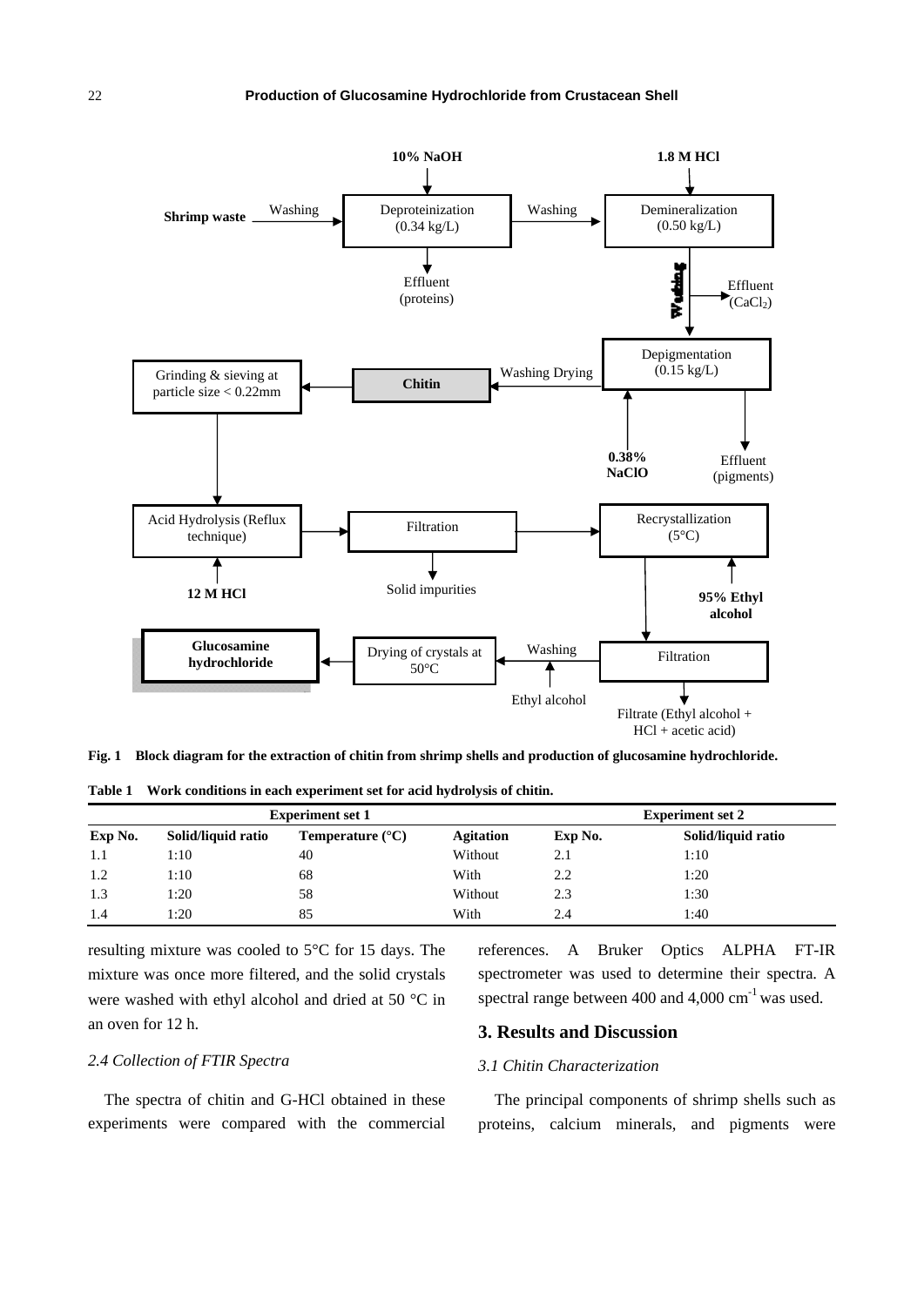Fig. 1 Block diagram for the extraction of chitin from shrimp shells and production of glucosamine hydrochloride.

Table 1 Work conditions in each experiment set for acid hydrolysis of chitin.

| Experiment set 1 | | | | Experiment set 2 | |
|---|---|---|---|---|---|
| Exp No. | Solid/liquid ratio | Temperature (°C) | Agitation | Exp No. | Solid/liquid ratio |
| 1.1 | 1:10 | 40 | Without | 2.1 | 1:10 |
| 1.2 | 1:10 | 68 | With | 2.2 | 1:20 |
| 1.3 | 1:20 | 58 | Without | 2.3 | 1:30 |
| 1.4 | 1:20 | 85 | With | 2.4 | 1:40 |

resulting mixture was cooled to 5°C for 15 days. The mixture was once more filtered, and the solid crystals were washed with ethyl alcohol and dried at 50 °C in an oven for 12 h.

### 2.4 Collection of FTIR Spectra

The spectra of chitin and G-HCl obtained in these experiments were compared with the commercial references. A Bruker Optics ALPHA FT-IR spectrometer was used to determine their spectra. A spectral range between 400 and 4,000 $cm^{-1}$ was used.

## 3. Results and Discussion

### 3.1 Chitin Characterization

The principal components of shrimp shells such as proteins, calcium minerals, and pigments were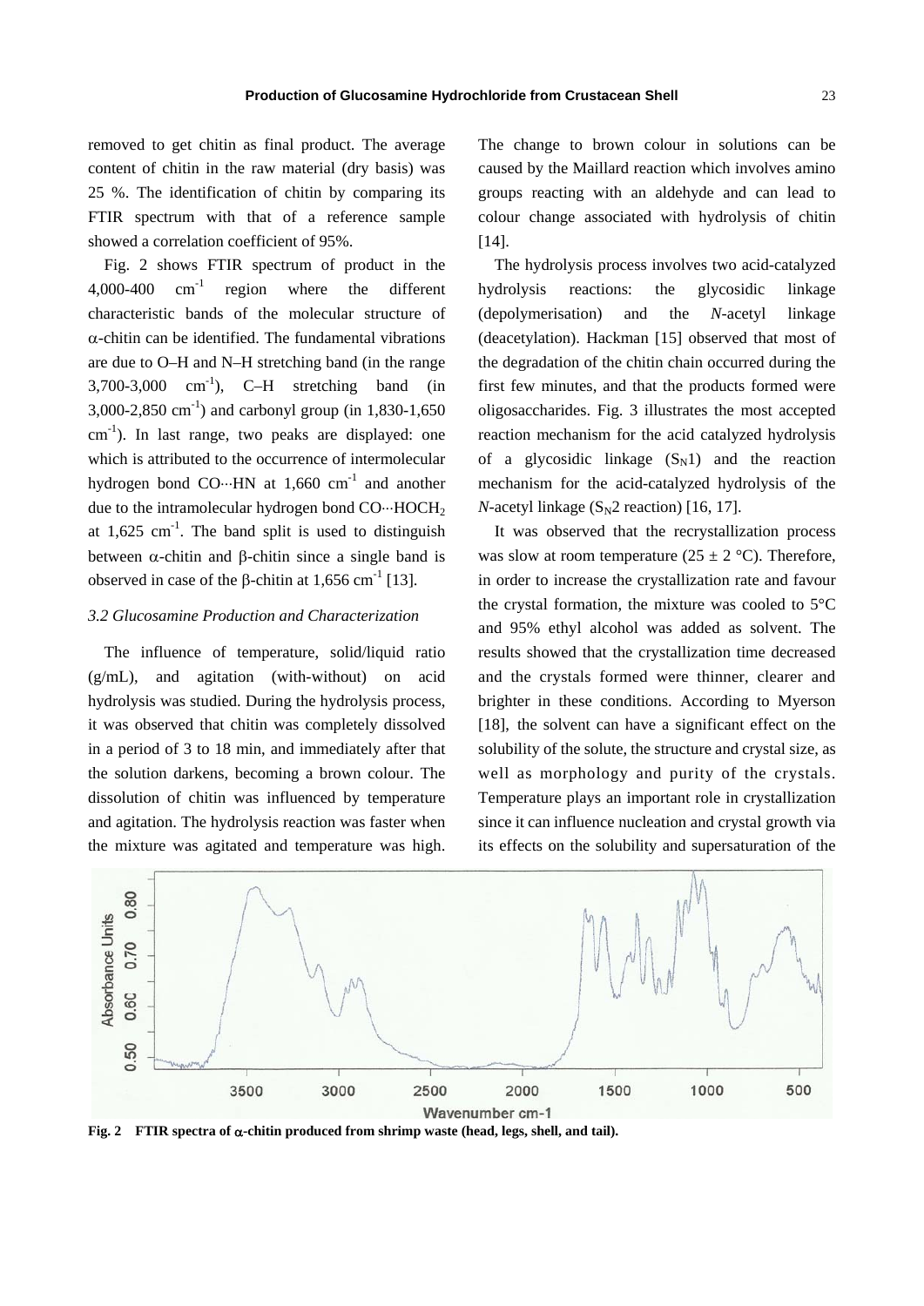removed to get chitin as final product. The average content of chitin in the raw material (dry basis) was 25 %. The identification of chitin by comparing its FTIR spectrum with that of a reference sample showed a correlation coefficient of 95%.

Fig. 2 shows FTIR spectrum of product in the 4,000-400 $cm^{-1}$ region where the different characteristic bands of the molecular structure of $\alpha$-chitin can be identified. The fundamental vibrations are due to O–H and N–H stretching band (in the range 3,700-3,000 $cm^{-1}$), C–H stretching band (in 3,000-2,850 $cm^{-1}$) and carbonyl group (in 1,830-1,650 $cm^{-1}$). In last range, two peaks are displayed: one which is attributed to the occurrence of intermolecular hydrogen bond CO···HN at 1,660 $cm^{-1}$ and another due to the intramolecular hydrogen bond CO···$HOCH_2$ at 1,625 $cm^{-1}$. The band split is used to distinguish between $\alpha$-chitin and $\beta$-chitin since a single band is observed in case of the $\beta$-chitin at 1,656 $cm^{-1}$ [13].

### 3.2 Glucosamine Production and Characterization

The influence of temperature, solid/liquid ratio (g/mL), and agitation (with-without) on acid hydrolysis was studied. During the hydrolysis process, it was observed that chitin was completely dissolved in a period of 3 to 18 min, and immediately after that the solution darkens, becoming a brown colour. The dissolution of chitin was influenced by temperature and agitation. The hydrolysis reaction was faster when the mixture was agitated and temperature was high. The change to brown colour in solutions can be caused by the Maillard reaction which involves amino groups reacting with an aldehyde and can lead to colour change associated with hydrolysis of chitin [14].

The hydrolysis process involves two acid-catalyzed hydrolysis reactions: the glycosidic linkage (depolymerisation) and the *N*-acetyl linkage (deacetylation). Hackman [15] observed that most of the degradation of the chitin chain occurred during the first few minutes, and that the products formed were oligosaccharides. Fig. 3 illustrates the most accepted reaction mechanism for the acid catalyzed hydrolysis of a glycosidic linkage ($S_N1$) and the reaction mechanism for the acid-catalyzed hydrolysis of the *N*-acetyl linkage ($S_N2$ reaction) [16, 17].

It was observed that the recrystallization process was slow at room temperature (25 ± 2 °C). Therefore, in order to increase the crystallization rate and favour the crystal formation, the mixture was cooled to 5°C and 95% ethyl alcohol was added as solvent. The results showed that the crystallization time decreased and the crystals formed were thinner, clearer and brighter in these conditions. According to Myerson [18], the solvent can have a significant effect on the solubility of the solute, the structure and crystal size, as well as morphology and purity of the crystals. Temperature plays an important role in crystallization since it can influence nucleation and crystal growth via its effects on the solubility and supersaturation of the

**Fig. 2 FTIR spectra of $\alpha$-chitin produced from shrimp waste (head, legs, shell, and tail).**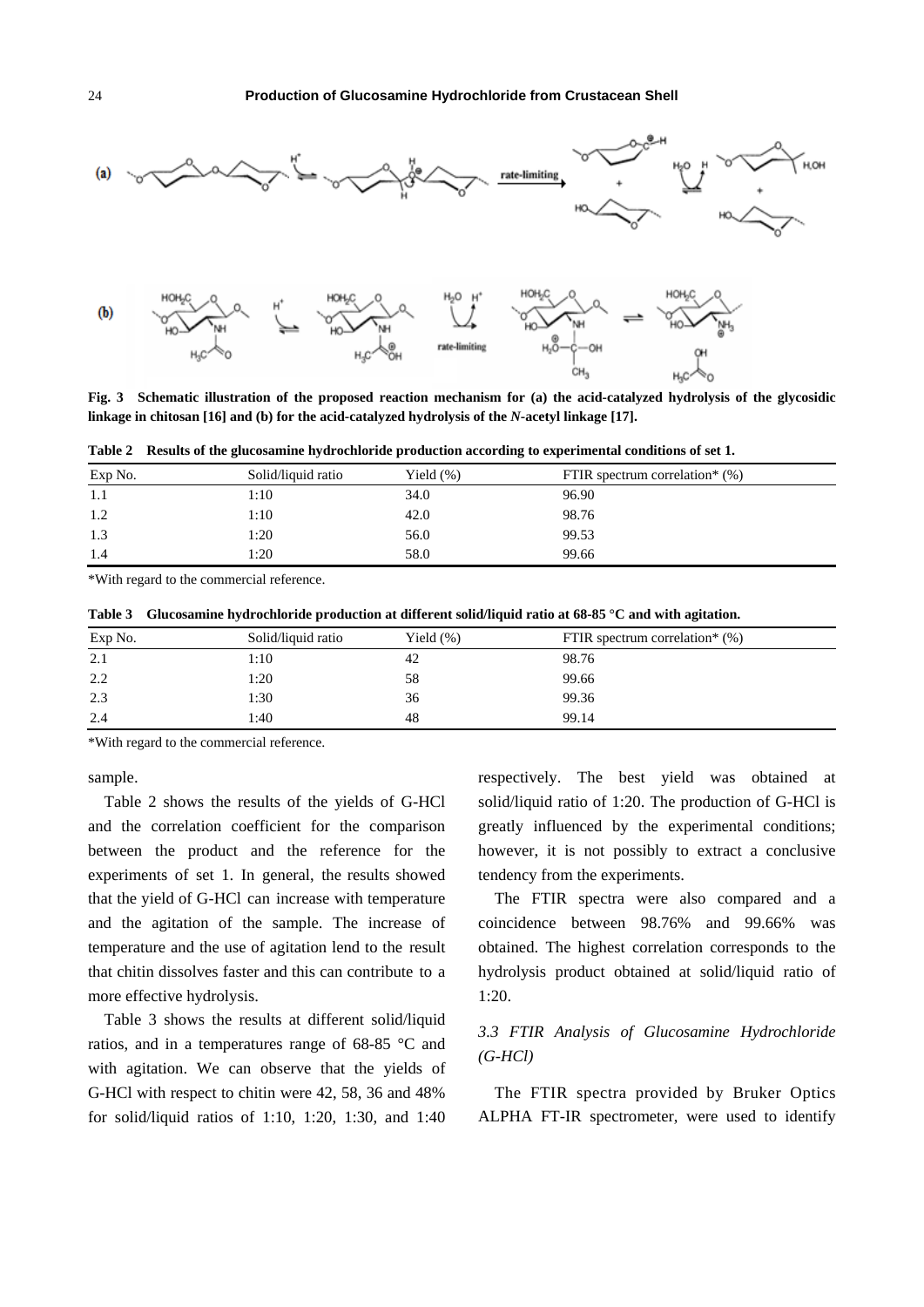**Fig. 3 Schematic illustration of the proposed reaction mechanism for (a) the acid-catalyzed hydrolysis of the glycosidic linkage in chitosan [16] and (b) for the acid-catalyzed hydrolysis of the *N*-acetyl linkage [17].**

**Table 2 Results of the glucosamine hydrochloride production according to experimental conditions of set 1.**

| Exp No. | Solid/liquid ratio | Yield (%) | FTIR spectrum correlation* (%) |
|---|---|---|---|
| 1.1 | 1:10 | 34.0 | 96.90 |
| 1.2 | 1:10 | 42.0 | 98.76 |
| 1.3 | 1:20 | 56.0 | 99.53 |
| 1.4 | 1:20 | 58.0 | 99.66 |

*With regard to the commercial reference.

**Table 3 Glucosamine hydrochloride production at different solid/liquid ratio at 68-85 °C and with agitation.**

| Exp No. | Solid/liquid ratio | Yield (%) | FTIR spectrum correlation* (%) |
|---|---|---|---|
| 2.1 | 1:10 | 42 | 98.76 |
| 2.2 | 1:20 | 58 | 99.66 |
| 2.3 | 1:30 | 36 | 99.36 |
| 2.4 | 1:40 | 48 | 99.14 |

*With regard to the commercial reference.

sample.

Table 2 shows the results of the yields of G-HCl and the correlation coefficient for the comparison between the product and the reference for the experiments of set 1. In general, the results showed that the yield of G-HCl can increase with temperature and the agitation of the sample. The increase of temperature and the use of agitation lend to the result that chitin dissolves faster and this can contribute to a more effective hydrolysis.

Table 3 shows the results at different solid/liquid ratios, and in a temperatures range of 68-85 °C and with agitation. We can observe that the yields of G-HCl with respect to chitin were 42, 58, 36 and 48% for solid/liquid ratios of 1:10, 1:20, 1:30, and 1:40 respectively. The best yield was obtained at solid/liquid ratio of 1:20. The production of G-HCl is greatly influenced by the experimental conditions; however, it is not possibly to extract a conclusive tendency from the experiments.

The FTIR spectra were also compared and a coincidence between 98.76% and 99.66% was obtained. The highest correlation corresponds to the hydrolysis product obtained at solid/liquid ratio of 1:20.

### *3.3 FTIR Analysis of Glucosamine Hydrochloride (G-HCl)*

The FTIR spectra provided by Bruker Optics ALPHA FT-IR spectrometer, were used to identify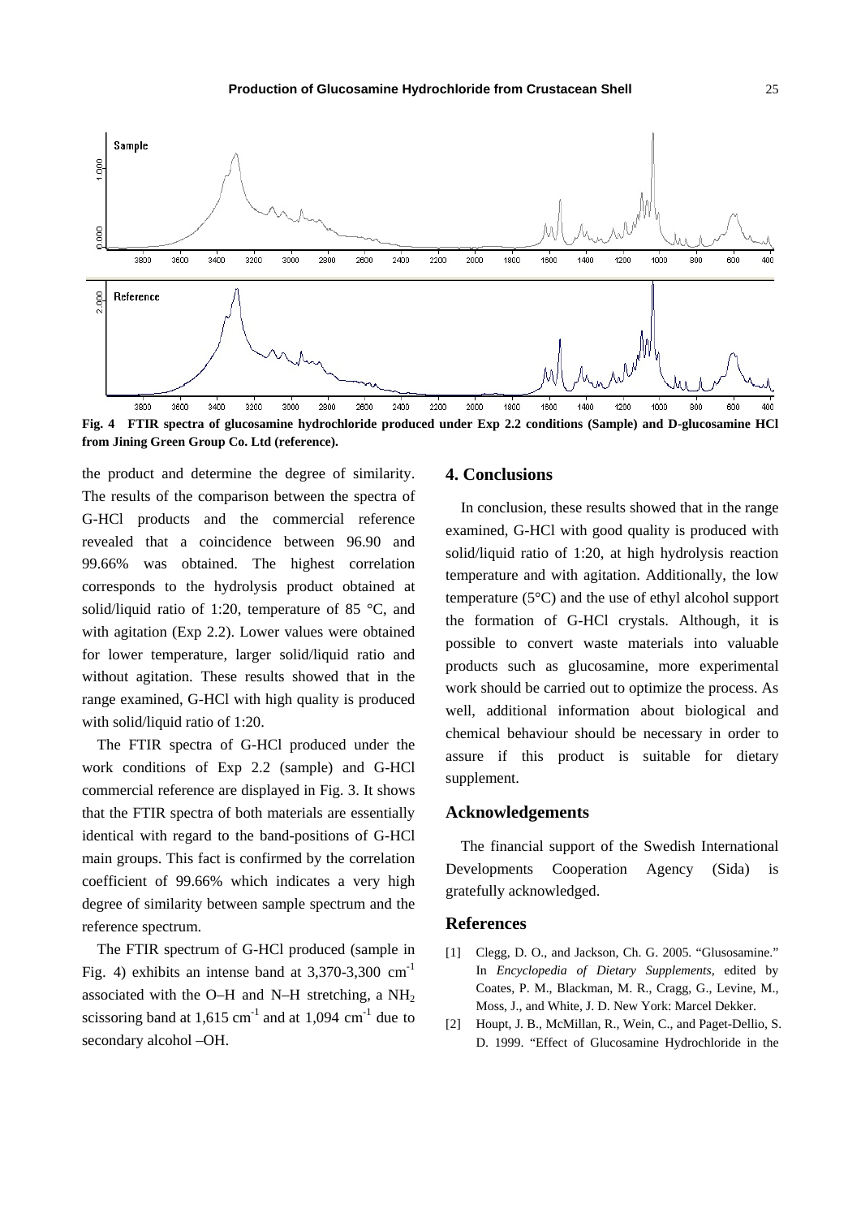Fig. 4 FTIR spectra of glucosamine hydrochloride produced under Exp 2.2 conditions (Sample) and D-glucosamine HCl from Jining Green Group Co. Ltd (reference).

the product and determine the degree of similarity. The results of the comparison between the spectra of G-HCl products and the commercial reference revealed that a coincidence between 96.90 and 99.66% was obtained. The highest correlation corresponds to the hydrolysis product obtained at solid/liquid ratio of 1:20, temperature of 85 °C, and with agitation (Exp 2.2). Lower values were obtained for lower temperature, larger solid/liquid ratio and without agitation. These results showed that in the range examined, G-HCl with high quality is produced with solid/liquid ratio of 1:20.

The FTIR spectra of G-HCl produced under the work conditions of Exp 2.2 (sample) and G-HCl commercial reference are displayed in Fig. 3. It shows that the FTIR spectra of both materials are essentially identical with regard to the band-positions of G-HCl main groups. This fact is confirmed by the correlation coefficient of 99.66% which indicates a very high degree of similarity between sample spectrum and the reference spectrum.

The FTIR spectrum of G-HCl produced (sample in Fig. 4) exhibits an intense band at 3,370-3,300 $cm^{-1}$ associated with the O–H and N–H stretching, a $NH_2$ scissoring band at 1,615 $cm^{-1}$ and at 1,094 $cm^{-1}$ due to secondary alcohol –OH.

## 4. Conclusions

In conclusion, these results showed that in the range examined, G-HCl with good quality is produced with solid/liquid ratio of 1:20, at high hydrolysis reaction temperature and with agitation. Additionally, the low temperature (5°C) and the use of ethyl alcohol support the formation of G-HCl crystals. Although, it is possible to convert waste materials into valuable products such as glucosamine, more experimental work should be carried out to optimize the process. As well, additional information about biological and chemical behaviour should be necessary in order to assure if this product is suitable for dietary supplement.

## Acknowledgements

The financial support of the Swedish International Developments Cooperation Agency (Sida) is gratefully acknowledged.

## References

[1] Clegg, D. O., and Jackson, Ch. G. 2005. "Glusosamine." In *Encyclopedia of Dietary Supplements*, edited by Coates, P. M., Blackman, M. R., Cragg, G., Levine, M., Moss, J., and White, J. D. New York: Marcel Dekker.

[2] Houpt, J. B., McMillan, R., Wein, C., and Paget-Dellio, S. D. 1999. "Effect of Glucosamine Hydrochloride in the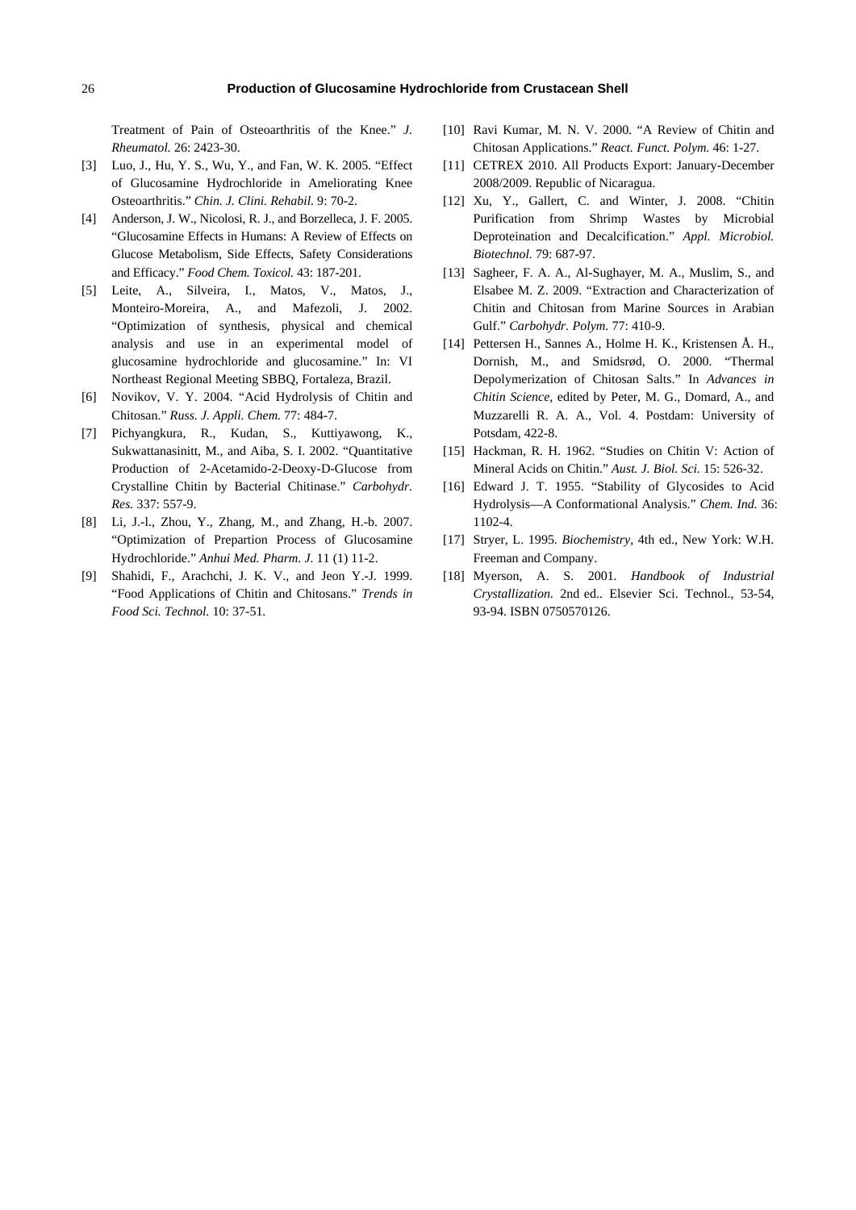Treatment of Pain of Osteoarthritis of the Knee." *J. Rheumatol.* 26: 2423-30.

[3] Luo, J., Hu, Y. S., Wu, Y., and Fan, W. K. 2005. "Effect of Glucosamine Hydrochloride in Ameliorating Knee Osteoarthritis." *Chin. J. Clini. Rehabil.* 9: 70-2.

[4] Anderson, J. W., Nicolosi, R. J., and Borzelleca, J. F. 2005. "Glucosamine Effects in Humans: A Review of Effects on Glucose Metabolism, Side Effects, Safety Considerations and Efficacy." *Food Chem. Toxicol.* 43: 187-201.

[5] Leite, A., Silveira, I., Matos, V., Matos, J., Monteiro-Moreira, A., and Mafezoli, J. 2002. "Optimization of synthesis, physical and chemical analysis and use in an experimental model of glucosamine hydrochloride and glucosamine." In: VI Northeast Regional Meeting SBBQ, Fortaleza, Brazil.

[6] Novikov, V. Y. 2004. "Acid Hydrolysis of Chitin and Chitosan." *Russ. J. Appli. Chem.* 77: 484-7.

[7] Pichyangkura, R., Kudan, S., Kuttiyawong, K., Sukwattanasinitt, M., and Aiba, S. I. 2002. "Quantitative Production of 2-Acetamido-2-Deoxy-D-Glucose from Crystalline Chitin by Bacterial Chitinase." *Carbohydr. Res.* 337: 557-9.

[8] Li, J.-l., Zhou, Y., Zhang, M., and Zhang, H.-b. 2007. "Optimization of Prepartion Process of Glucosamine Hydrochloride." *Anhui Med. Pharm. J.* 11 (1) 11-2.

[9] Shahidi, F., Arachchi, J. K. V., and Jeon Y.-J. 1999. "Food Applications of Chitin and Chitosans." *Trends in Food Sci. Technol.* 10: 37-51.

[10] Ravi Kumar, M. N. V. 2000. "A Review of Chitin and Chitosan Applications." *React. Funct. Polym.* 46: 1-27.

[11] CETREX 2010. All Products Export: January-December 2008/2009. Republic of Nicaragua.

[12] Xu, Y., Gallert, C. and Winter, J. 2008. "Chitin Purification from Shrimp Wastes by Microbial Deproteination and Decalcification." *Appl. Microbiol. Biotechnol.* 79: 687-97.

[13] Sagheer, F. A. A., Al-Sughayer, M. A., Muslim, S., and Elsabee M. Z. 2009. "Extraction and Characterization of Chitin and Chitosan from Marine Sources in Arabian Gulf." *Carbohydr. Polym.* 77: 410-9.

[14] Pettersen H., Sannes A., Holme H. K., Kristensen Å. H., Dornish, M., and Smidsrød, O. 2000. "Thermal Depolymerization of Chitosan Salts." In *Advances in Chitin Science*, edited by Peter, M. G., Domard, A., and Muzzarelli R. A. A., Vol. 4. Postdam: University of Potsdam, 422-8.

[15] Hackman, R. H. 1962. "Studies on Chitin V: Action of Mineral Acids on Chitin." *Aust. J. Biol. Sci.* 15: 526-32.

[16] Edward J. T. 1955. "Stability of Glycosides to Acid Hydrolysis—A Conformational Analysis." *Chem. Ind.* 36: 1102-4.

[17] Stryer, L. 1995. *Biochemistry*, 4th ed., New York: W.H. Freeman and Company.

[18] Myerson, A. S. 2001. *Handbook of Industrial Crystallization*. 2nd ed.. Elsevier Sci. Technol., 53-54, 93-94. ISBN 0750570126.